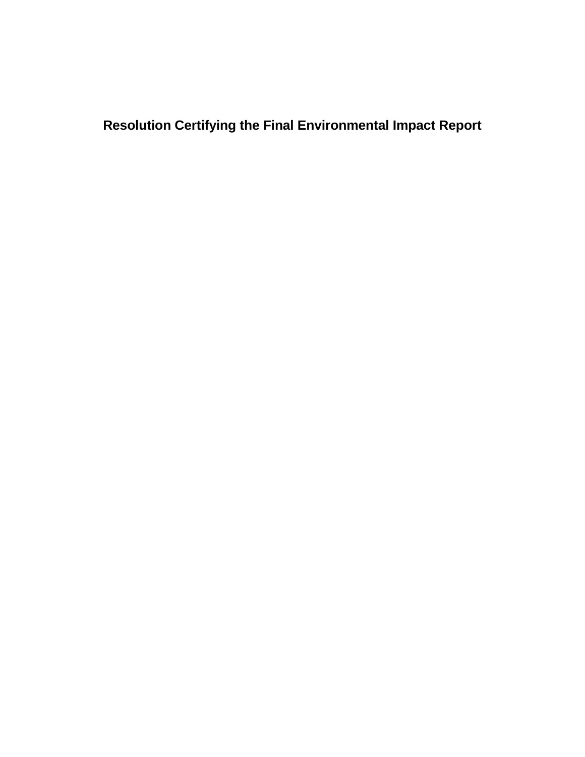# Resolution Certifying the Final Environmental Impact Report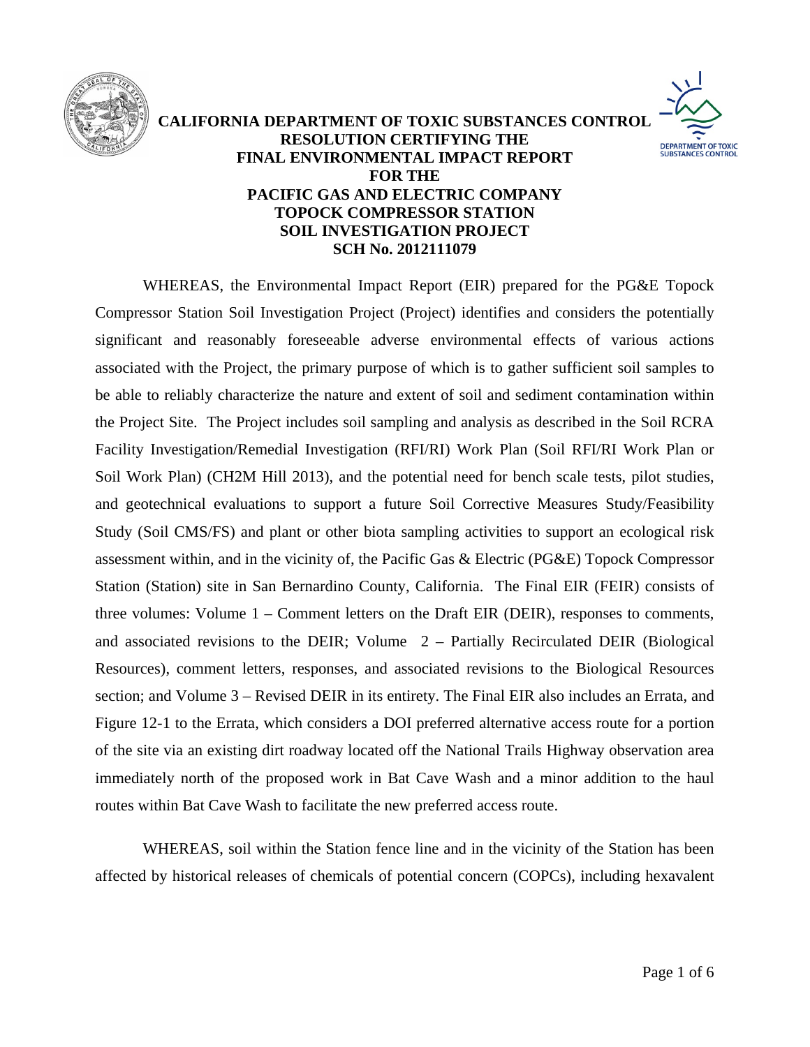**CALIFORNIA DEPARTMENT OF TOXIC SUBSTANCES CONTROL**
**RESOLUTION CERTIFYING THE**
**FINAL ENVIRONMENTAL IMPACT REPORT**
**FOR THE**
**PACIFIC GAS AND ELECTRIC COMPANY**
**TOPOCK COMPRESSOR STATION**
**SOIL INVESTIGATION PROJECT**
**SCH No. 2012111079**

WHEREAS, the Environmental Impact Report (EIR) prepared for the PG&E Topock Compressor Station Soil Investigation Project (Project) identifies and considers the potentially significant and reasonably foreseeable adverse environmental effects of various actions associated with the Project, the primary purpose of which is to gather sufficient soil samples to be able to reliably characterize the nature and extent of soil and sediment contamination within the Project Site. The Project includes soil sampling and analysis as described in the Soil RCRA Facility Investigation/Remedial Investigation (RFI/RI) Work Plan (Soil RFI/RI Work Plan or Soil Work Plan) (CH2M Hill 2013), and the potential need for bench scale tests, pilot studies, and geotechnical evaluations to support a future Soil Corrective Measures Study/Feasibility Study (Soil CMS/FS) and plant or other biota sampling activities to support an ecological risk assessment within, and in the vicinity of, the Pacific Gas & Electric (PG&E) Topock Compressor Station (Station) site in San Bernardino County, California. The Final EIR (FEIR) consists of three volumes: Volume 1 – Comment letters on the Draft EIR (DEIR), responses to comments, and associated revisions to the DEIR; Volume 2 – Partially Recirculated DEIR (Biological Resources), comment letters, responses, and associated revisions to the Biological Resources section; and Volume 3 – Revised DEIR in its entirety. The Final EIR also includes an Errata, and Figure 12-1 to the Errata, which considers a DOI preferred alternative access route for a portion of the site via an existing dirt roadway located off the National Trails Highway observation area immediately north of the proposed work in Bat Cave Wash and a minor addition to the haul routes within Bat Cave Wash to facilitate the new preferred access route.

WHEREAS, soil within the Station fence line and in the vicinity of the Station has been affected by historical releases of chemicals of potential concern (COPCs), including hexavalent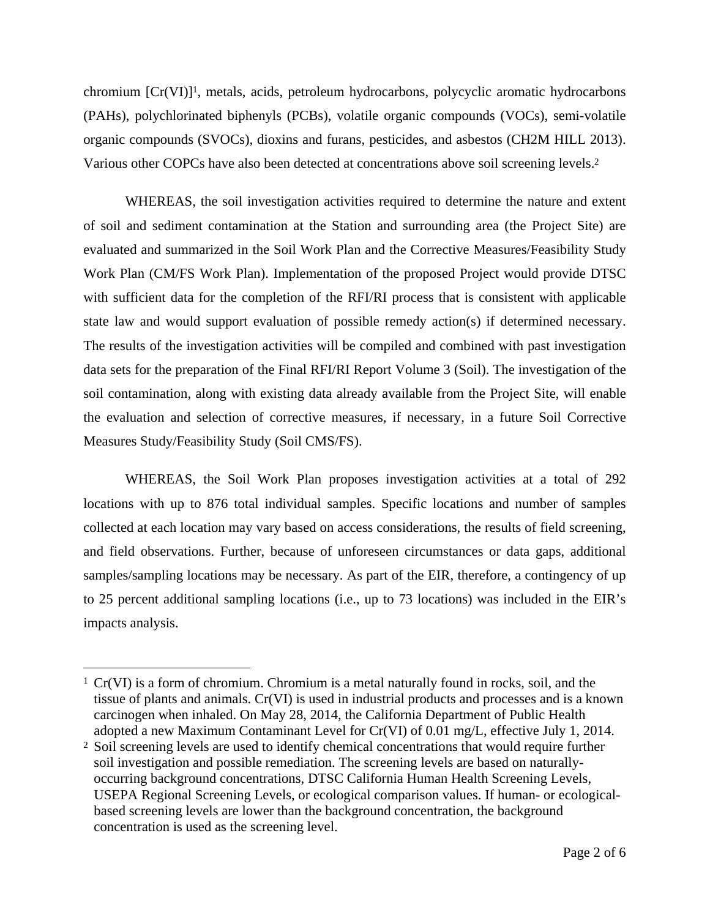chromium [Cr(VI)][1], metals, acids, petroleum hydrocarbons, polycyclic aromatic hydrocarbons (PAHs), polychlorinated biphenyls (PCBs), volatile organic compounds (VOCs), semi-volatile organic compounds (SVOCs), dioxins and furans, pesticides, and asbestos (CH2M HILL 2013). Various other COPCs have also been detected at concentrations above soil screening levels.[2]

WHEREAS, the soil investigation activities required to determine the nature and extent of soil and sediment contamination at the Station and surrounding area (the Project Site) are evaluated and summarized in the Soil Work Plan and the Corrective Measures/Feasibility Study Work Plan (CM/FS Work Plan). Implementation of the proposed Project would provide DTSC with sufficient data for the completion of the RFI/RI process that is consistent with applicable state law and would support evaluation of possible remedy action(s) if determined necessary. The results of the investigation activities will be compiled and combined with past investigation data sets for the preparation of the Final RFI/RI Report Volume 3 (Soil). The investigation of the soil contamination, along with existing data already available from the Project Site, will enable the evaluation and selection of corrective measures, if necessary, in a future Soil Corrective Measures Study/Feasibility Study (Soil CMS/FS).

WHEREAS, the Soil Work Plan proposes investigation activities at a total of 292 locations with up to 876 total individual samples. Specific locations and number of samples collected at each location may vary based on access considerations, the results of field screening, and field observations. Further, because of unforeseen circumstances or data gaps, additional samples/sampling locations may be necessary. As part of the EIR, therefore, a contingency of up to 25 percent additional sampling locations (i.e., up to 73 locations) was included in the EIR's impacts analysis.

---

[1] Cr(VI) is a form of chromium. Chromium is a metal naturally found in rocks, soil, and the tissue of plants and animals. Cr(VI) is used in industrial products and processes and is a known carcinogen when inhaled. On May 28, 2014, the California Department of Public Health adopted a new Maximum Contaminant Level for Cr(VI) of 0.01 mg/L, effective July 1, 2014.

[2] Soil screening levels are used to identify chemical concentrations that would require further soil investigation and possible remediation. The screening levels are based on naturally-occurring background concentrations, DTSC California Human Health Screening Levels, USEPA Regional Screening Levels, or ecological comparison values. If human- or ecological-based screening levels are lower than the background concentration, the background concentration is used as the screening level.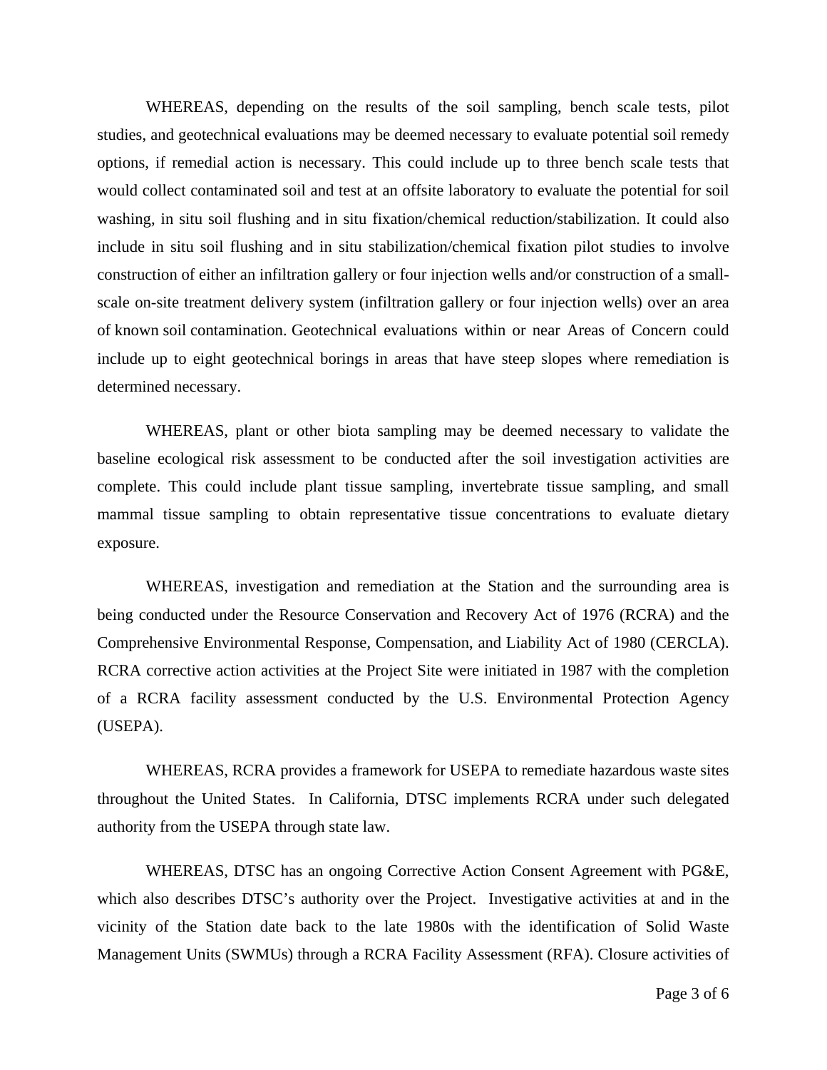WHEREAS, depending on the results of the soil sampling, bench scale tests, pilot studies, and geotechnical evaluations may be deemed necessary to evaluate potential soil remedy options, if remedial action is necessary. This could include up to three bench scale tests that would collect contaminated soil and test at an offsite laboratory to evaluate the potential for soil washing, in situ soil flushing and in situ fixation/chemical reduction/stabilization. It could also include in situ soil flushing and in situ stabilization/chemical fixation pilot studies to involve construction of either an infiltration gallery or four injection wells and/or construction of a small-scale on-site treatment delivery system (infiltration gallery or four injection wells) over an area of known soil contamination. Geotechnical evaluations within or near Areas of Concern could include up to eight geotechnical borings in areas that have steep slopes where remediation is determined necessary.

WHEREAS, plant or other biota sampling may be deemed necessary to validate the baseline ecological risk assessment to be conducted after the soil investigation activities are complete. This could include plant tissue sampling, invertebrate tissue sampling, and small mammal tissue sampling to obtain representative tissue concentrations to evaluate dietary exposure.

WHEREAS, investigation and remediation at the Station and the surrounding area is being conducted under the Resource Conservation and Recovery Act of 1976 (RCRA) and the Comprehensive Environmental Response, Compensation, and Liability Act of 1980 (CERCLA). RCRA corrective action activities at the Project Site were initiated in 1987 with the completion of a RCRA facility assessment conducted by the U.S. Environmental Protection Agency (USEPA).

WHEREAS, RCRA provides a framework for USEPA to remediate hazardous waste sites throughout the United States. In California, DTSC implements RCRA under such delegated authority from the USEPA through state law.

WHEREAS, DTSC has an ongoing Corrective Action Consent Agreement with PG&E, which also describes DTSC's authority over the Project. Investigative activities at and in the vicinity of the Station date back to the late 1980s with the identification of Solid Waste Management Units (SWMUs) through a RCRA Facility Assessment (RFA). Closure activities of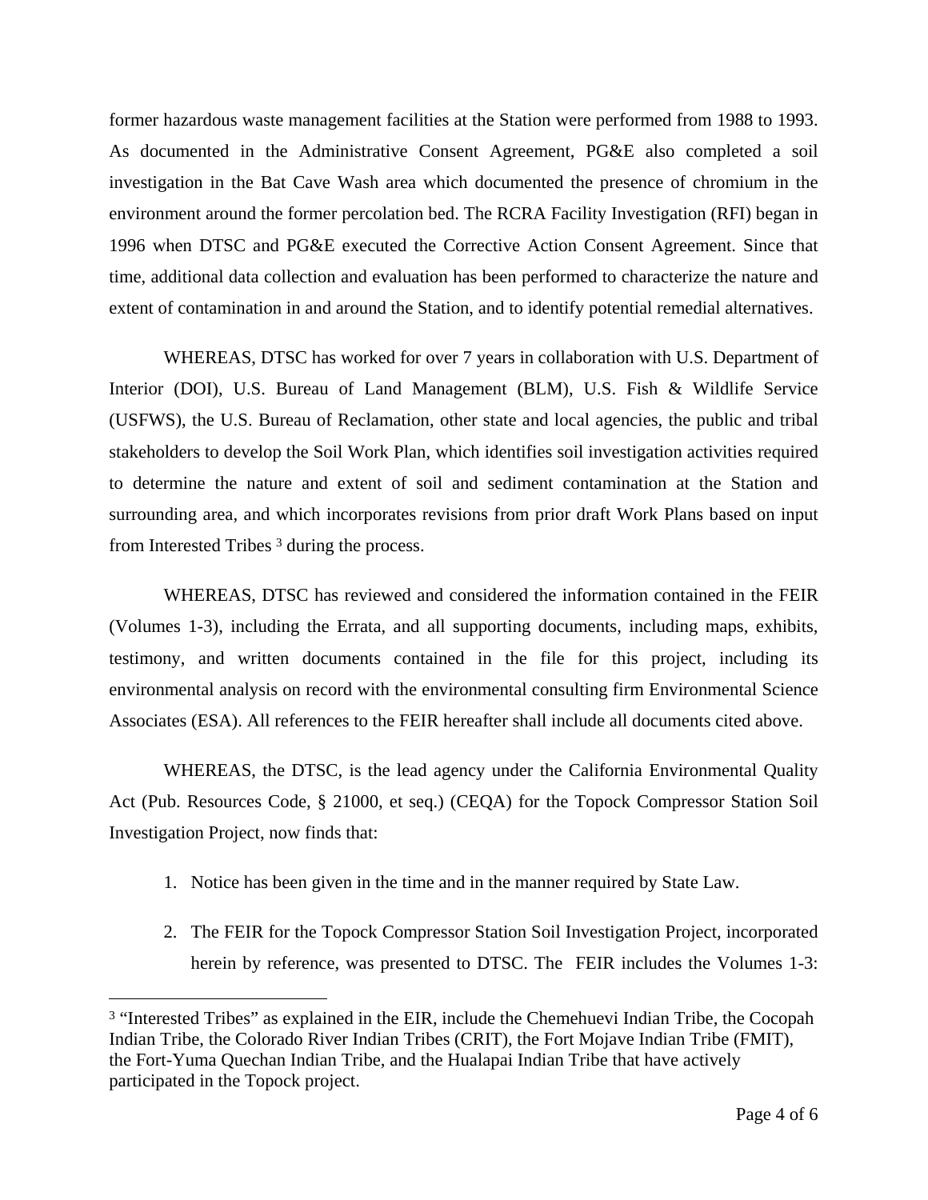former hazardous waste management facilities at the Station were performed from 1988 to 1993. As documented in the Administrative Consent Agreement, PG&E also completed a soil investigation in the Bat Cave Wash area which documented the presence of chromium in the environment around the former percolation bed. The RCRA Facility Investigation (RFI) began in 1996 when DTSC and PG&E executed the Corrective Action Consent Agreement. Since that time, additional data collection and evaluation has been performed to characterize the nature and extent of contamination in and around the Station, and to identify potential remedial alternatives.

WHEREAS, DTSC has worked for over 7 years in collaboration with U.S. Department of Interior (DOI), U.S. Bureau of Land Management (BLM), U.S. Fish & Wildlife Service (USFWS), the U.S. Bureau of Reclamation, other state and local agencies, the public and tribal stakeholders to develop the Soil Work Plan, which identifies soil investigation activities required to determine the nature and extent of soil and sediment contamination at the Station and surrounding area, and which incorporates revisions from prior draft Work Plans based on input from Interested Tribes [3] during the process.

WHEREAS, DTSC has reviewed and considered the information contained in the FEIR (Volumes 1-3), including the Errata, and all supporting documents, including maps, exhibits, testimony, and written documents contained in the file for this project, including its environmental analysis on record with the environmental consulting firm Environmental Science Associates (ESA). All references to the FEIR hereafter shall include all documents cited above.

WHEREAS, the DTSC, is the lead agency under the California Environmental Quality Act (Pub. Resources Code, § 21000, et seq.) (CEQA) for the Topock Compressor Station Soil Investigation Project, now finds that:

1. Notice has been given in the time and in the manner required by State Law.

2. The FEIR for the Topock Compressor Station Soil Investigation Project, incorporated herein by reference, was presented to DTSC. The FEIR includes the Volumes 1-3:

[3] "Interested Tribes" as explained in the EIR, include the Chemehuevi Indian Tribe, the Cocopah Indian Tribe, the Colorado River Indian Tribes (CRIT), the Fort Mojave Indian Tribe (FMIT), the Fort-Yuma Quechan Indian Tribe, and the Hualapai Indian Tribe that have actively participated in the Topock project.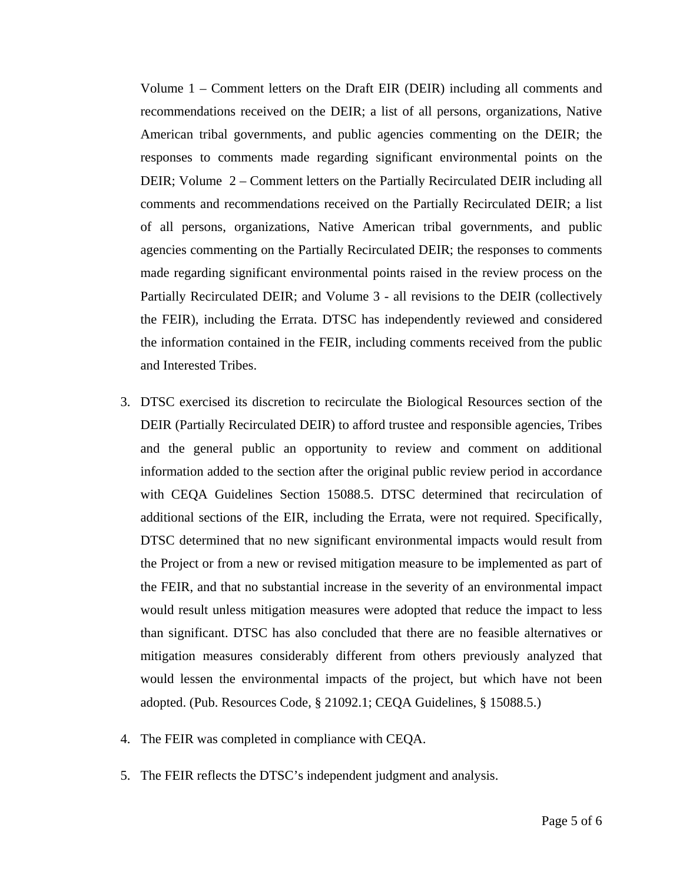Volume 1 – Comment letters on the Draft EIR (DEIR) including all comments and recommendations received on the DEIR; a list of all persons, organizations, Native American tribal governments, and public agencies commenting on the DEIR; the responses to comments made regarding significant environmental points on the DEIR; Volume 2 – Comment letters on the Partially Recirculated DEIR including all comments and recommendations received on the Partially Recirculated DEIR; a list of all persons, organizations, Native American tribal governments, and public agencies commenting on the Partially Recirculated DEIR; the responses to comments made regarding significant environmental points raised in the review process on the Partially Recirculated DEIR; and Volume 3 - all revisions to the DEIR (collectively the FEIR), including the Errata. DTSC has independently reviewed and considered the information contained in the FEIR, including comments received from the public and Interested Tribes.

3. DTSC exercised its discretion to recirculate the Biological Resources section of the DEIR (Partially Recirculated DEIR) to afford trustee and responsible agencies, Tribes and the general public an opportunity to review and comment on additional information added to the section after the original public review period in accordance with CEQA Guidelines Section 15088.5. DTSC determined that recirculation of additional sections of the EIR, including the Errata, were not required. Specifically, DTSC determined that no new significant environmental impacts would result from the Project or from a new or revised mitigation measure to be implemented as part of the FEIR, and that no substantial increase in the severity of an environmental impact would result unless mitigation measures were adopted that reduce the impact to less than significant. DTSC has also concluded that there are no feasible alternatives or mitigation measures considerably different from others previously analyzed that would lessen the environmental impacts of the project, but which have not been adopted. (Pub. Resources Code, § 21092.1; CEQA Guidelines, § 15088.5.)

4. The FEIR was completed in compliance with CEQA.

5. The FEIR reflects the DTSC's independent judgment and analysis.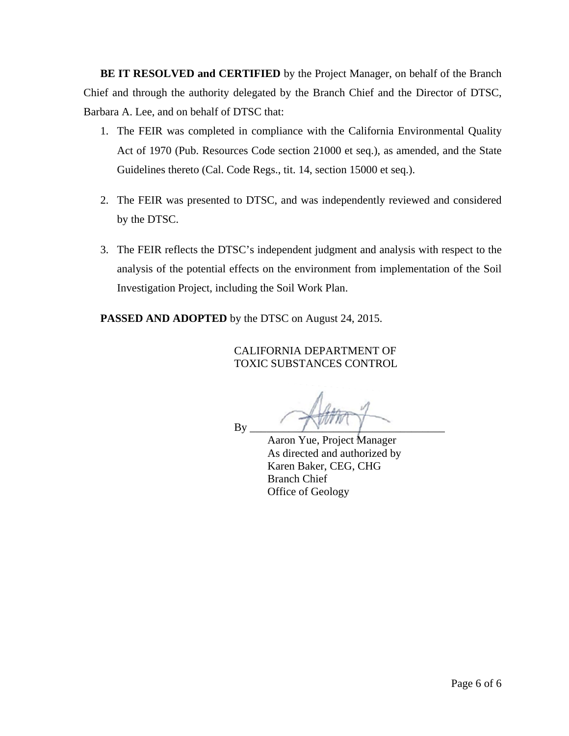**BE IT RESOLVED and CERTIFIED** by the Project Manager, on behalf of the Branch Chief and through the authority delegated by the Branch Chief and the Director of DTSC, Barbara A. Lee, and on behalf of DTSC that:

1. The FEIR was completed in compliance with the California Environmental Quality Act of 1970 (Pub. Resources Code section 21000 et seq.), as amended, and the State Guidelines thereto (Cal. Code Regs., tit. 14, section 15000 et seq.).

2. The FEIR was presented to DTSC, and was independently reviewed and considered by the DTSC.

3. The FEIR reflects the DTSC's independent judgment and analysis with respect to the analysis of the potential effects on the environment from implementation of the Soil Investigation Project, including the Soil Work Plan.

**PASSED AND ADOPTED** by the DTSC on August 24, 2015.

CALIFORNIA DEPARTMENT OF
TOXIC SUBSTANCES CONTROL

By \_\_\_\_\_\_\_\_\_\_\_\_\_\_\_\_\_\_\_\_\_\_\_\_\_\_\_\_\_\_\_\_\_\_\_

Aaron Yue, Project Manager
As directed and authorized by
Karen Baker, CEG, CHG
Branch Chief
Office of Geology